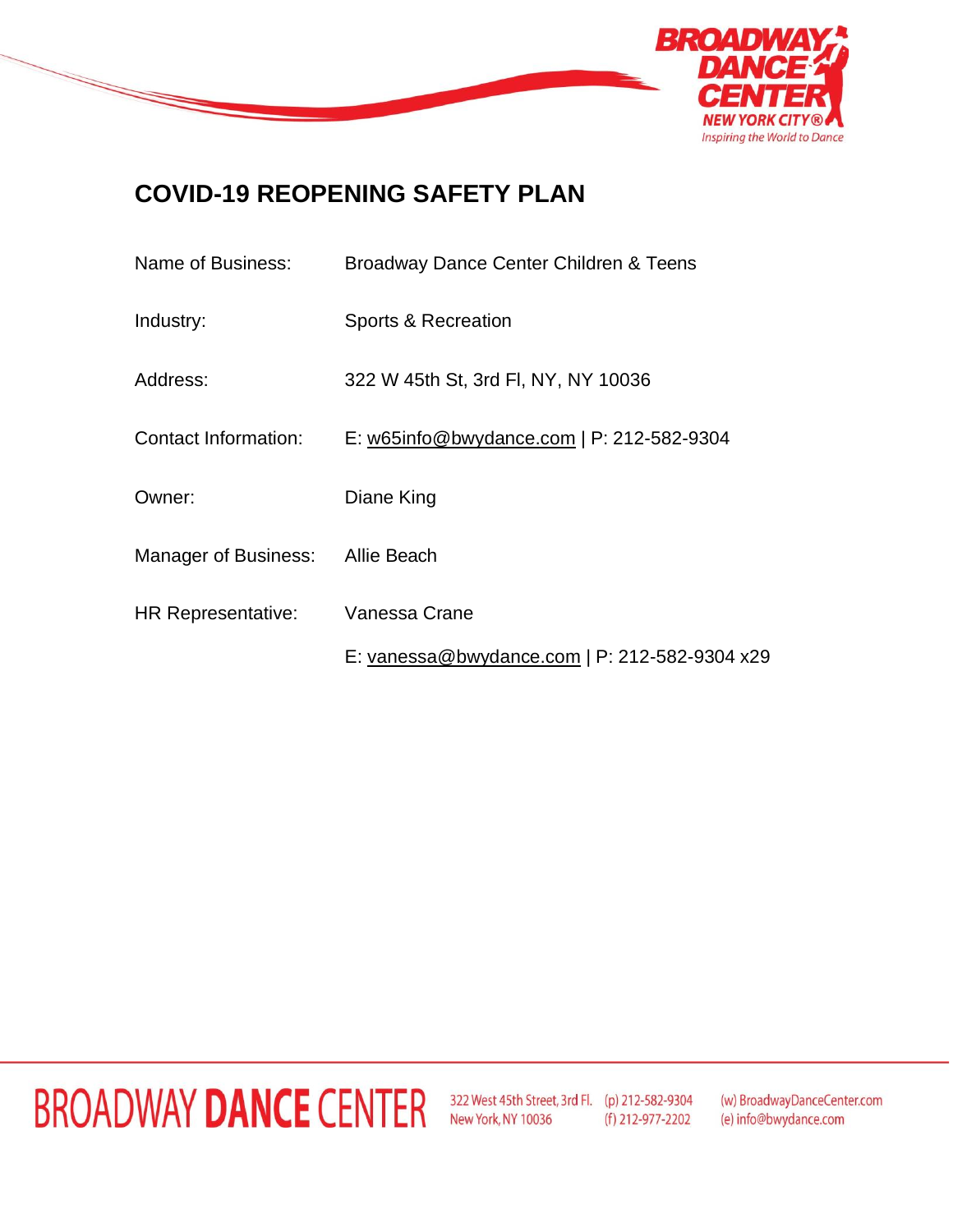# COVID-19 REOPENING SAFETY PLAN

| | |
|---|---|
| Name of Business: | Broadway Dance Center Children & Teens |
| Industry: | Sports & Recreation |
| Address: | 322 W 45th St, 3rd Fl, NY, NY 10036 |
| Contact Information: | E: w65info@bwydance.com \| P: 212-582-9304 |
| Owner: | Diane King |
| Manager of Business: | Allie Beach |
| HR Representative: | Vanessa Crane<br>E: vanessa@bwydance.com \| P: 212-582-9304 x29 |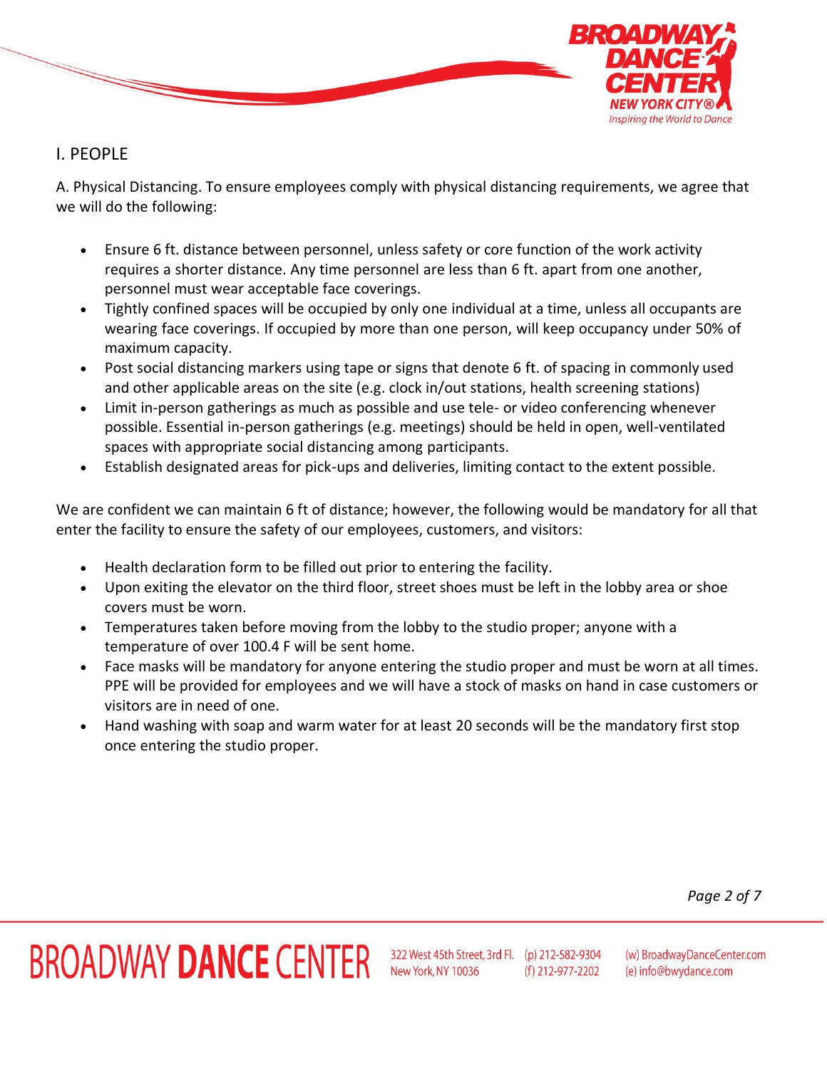## I. PEOPLE

A. Physical Distancing. To ensure employees comply with physical distancing requirements, we agree that we will do the following:

- Ensure 6 ft. distance between personnel, unless safety or core function of the work activity requires a shorter distance. Any time personnel are less than 6 ft. apart from one another, personnel must wear acceptable face coverings.
- Tightly confined spaces will be occupied by only one individual at a time, unless all occupants are wearing face coverings. If occupied by more than one person, will keep occupancy under 50% of maximum capacity.
- Post social distancing markers using tape or signs that denote 6 ft. of spacing in commonly used and other applicable areas on the site (e.g. clock in/out stations, health screening stations)
- Limit in-person gatherings as much as possible and use tele- or video conferencing whenever possible. Essential in-person gatherings (e.g. meetings) should be held in open, well-ventilated spaces with appropriate social distancing among participants.
- Establish designated areas for pick-ups and deliveries, limiting contact to the extent possible.

We are confident we can maintain 6 ft of distance; however, the following would be mandatory for all that enter the facility to ensure the safety of our employees, customers, and visitors:

- Health declaration form to be filled out prior to entering the facility.
- Upon exiting the elevator on the third floor, street shoes must be left in the lobby area or shoe covers must be worn.
- Temperatures taken before moving from the lobby to the studio proper; anyone with a temperature of over 100.4 F will be sent home.
- Face masks will be mandatory for anyone entering the studio proper and must be worn at all times. PPE will be provided for employees and we will have a stock of masks on hand in case customers or visitors are in need of one.
- Hand washing with soap and warm water for at least 20 seconds will be the mandatory first stop once entering the studio proper.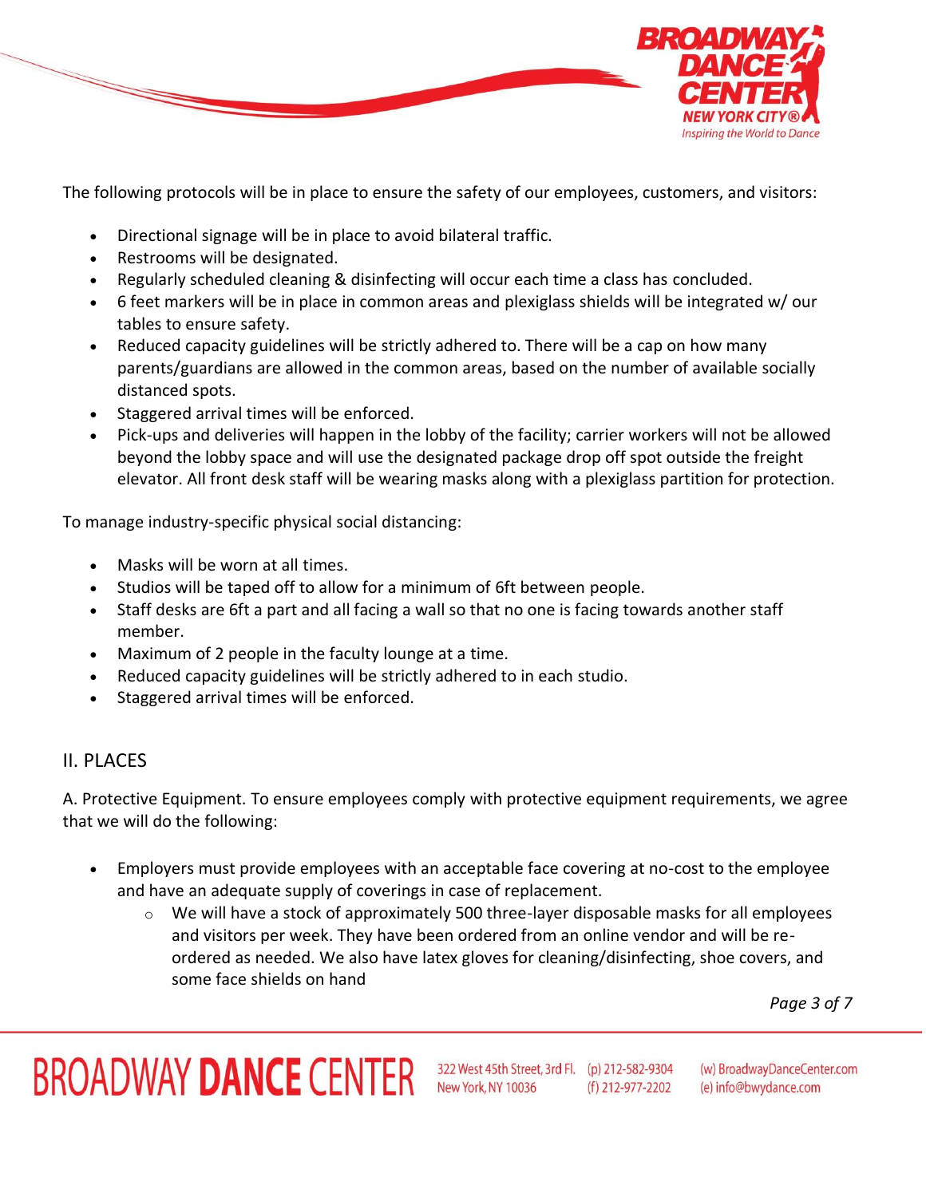The following protocols will be in place to ensure the safety of our employees, customers, and visitors:

- Directional signage will be in place to avoid bilateral traffic.
- Restrooms will be designated.
- Regularly scheduled cleaning & disinfecting will occur each time a class has concluded.
- 6 feet markers will be in place in common areas and plexiglass shields will be integrated w/ our tables to ensure safety.
- Reduced capacity guidelines will be strictly adhered to. There will be a cap on how many parents/guardians are allowed in the common areas, based on the number of available socially distanced spots.
- Staggered arrival times will be enforced.
- Pick-ups and deliveries will happen in the lobby of the facility; carrier workers will not be allowed beyond the lobby space and will use the designated package drop off spot outside the freight elevator. All front desk staff will be wearing masks along with a plexiglass partition for protection.

To manage industry-specific physical social distancing:

- Masks will be worn at all times.
- Studios will be taped off to allow for a minimum of 6ft between people.
- Staff desks are 6ft a part and all facing a wall so that no one is facing towards another staff member.
- Maximum of 2 people in the faculty lounge at a time.
- Reduced capacity guidelines will be strictly adhered to in each studio.
- Staggered arrival times will be enforced.

## II. PLACES

A. Protective Equipment. To ensure employees comply with protective equipment requirements, we agree that we will do the following:

- Employers must provide employees with an acceptable face covering at no-cost to the employee and have an adequate supply of coverings in case of replacement.
  - We will have a stock of approximately 500 three-layer disposable masks for all employees and visitors per week. They have been ordered from an online vendor and will be re-ordered as needed. We also have latex gloves for cleaning/disinfecting, shoe covers, and some face shields on hand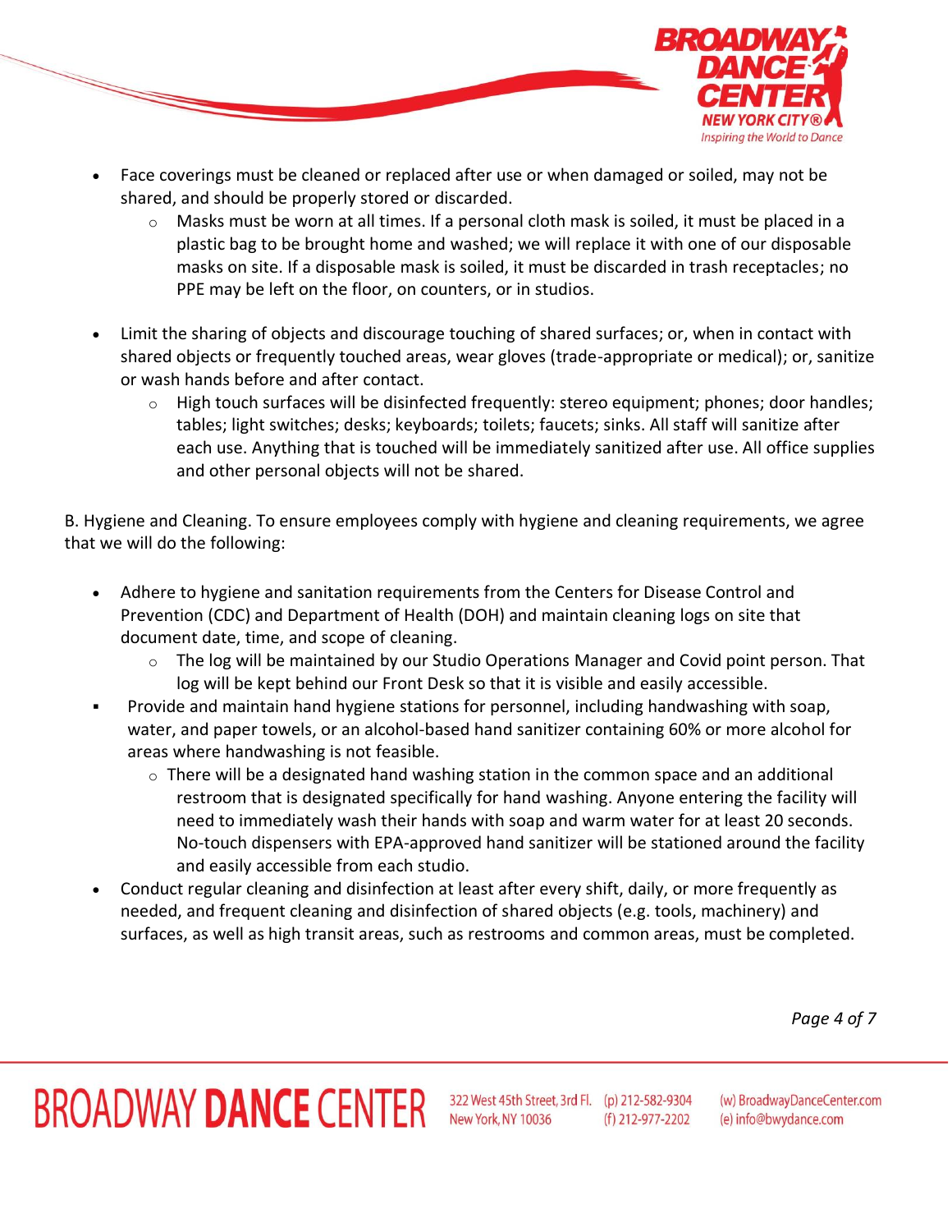- Face coverings must be cleaned or replaced after use or when damaged or soiled, may not be shared, and should be properly stored or discarded.
  - Masks must be worn at all times. If a personal cloth mask is soiled, it must be placed in a plastic bag to be brought home and washed; we will replace it with one of our disposable masks on site. If a disposable mask is soiled, it must be discarded in trash receptacles; no PPE may be left on the floor, on counters, or in studios.

- Limit the sharing of objects and discourage touching of shared surfaces; or, when in contact with shared objects or frequently touched areas, wear gloves (trade-appropriate or medical); or, sanitize or wash hands before and after contact.
  - High touch surfaces will be disinfected frequently: stereo equipment; phones; door handles; tables; light switches; desks; keyboards; toilets; faucets; sinks. All staff will sanitize after each use. Anything that is touched will be immediately sanitized after use. All office supplies and other personal objects will not be shared.

B. Hygiene and Cleaning. To ensure employees comply with hygiene and cleaning requirements, we agree that we will do the following:

- Adhere to hygiene and sanitation requirements from the Centers for Disease Control and Prevention (CDC) and Department of Health (DOH) and maintain cleaning logs on site that document date, time, and scope of cleaning.
  - The log will be maintained by our Studio Operations Manager and Covid point person. That log will be kept behind our Front Desk so that it is visible and easily accessible.
- Provide and maintain hand hygiene stations for personnel, including handwashing with soap, water, and paper towels, or an alcohol-based hand sanitizer containing 60% or more alcohol for areas where handwashing is not feasible.
  - There will be a designated hand washing station in the common space and an additional restroom that is designated specifically for hand washing. Anyone entering the facility will need to immediately wash their hands with soap and warm water for at least 20 seconds. No-touch dispensers with EPA-approved hand sanitizer will be stationed around the facility and easily accessible from each studio.
- Conduct regular cleaning and disinfection at least after every shift, daily, or more frequently as needed, and frequent cleaning and disinfection of shared objects (e.g. tools, machinery) and surfaces, as well as high transit areas, such as restrooms and common areas, must be completed.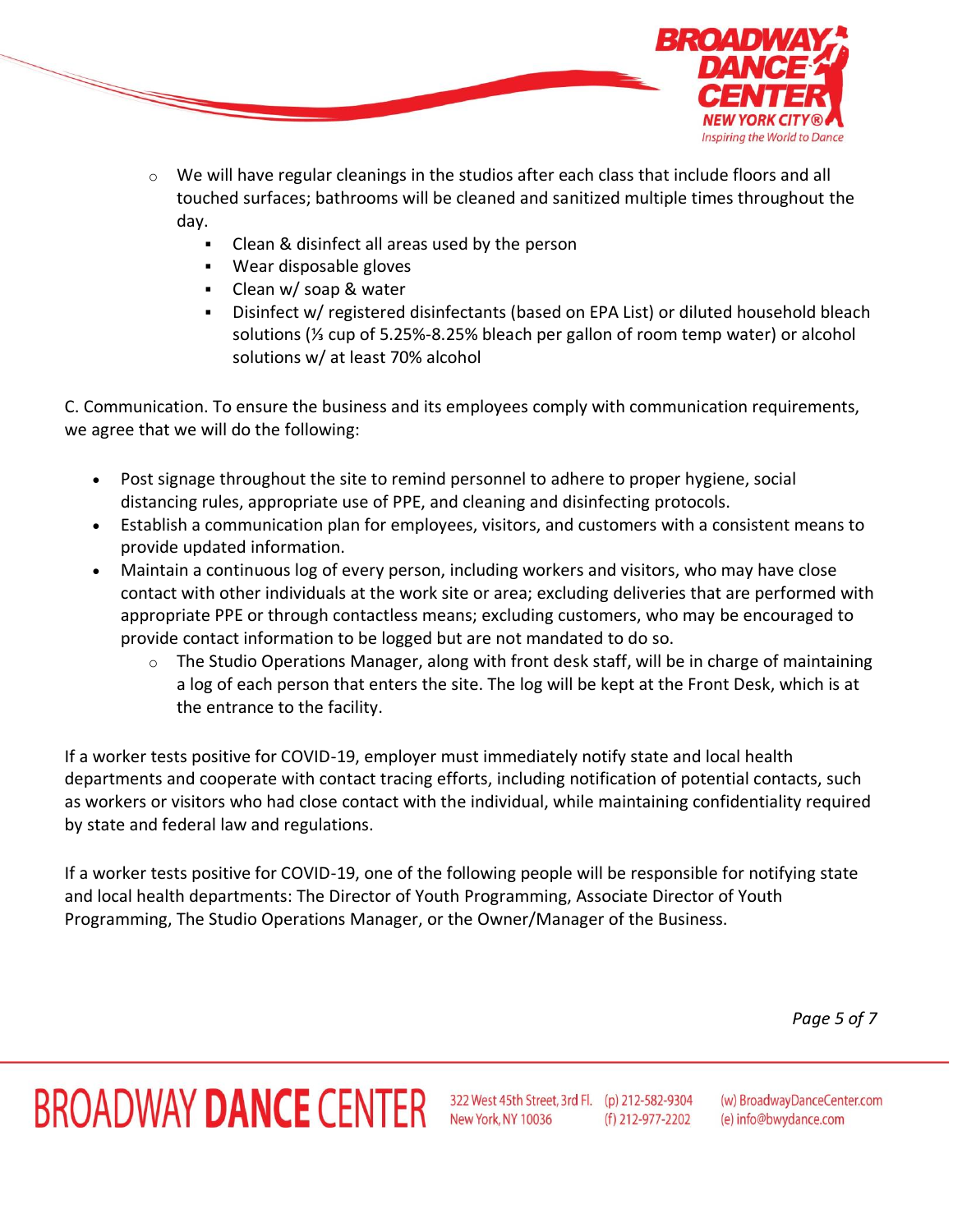- We will have regular cleanings in the studios after each class that include floors and all touched surfaces; bathrooms will be cleaned and sanitized multiple times throughout the day.
  - Clean & disinfect all areas used by the person
  - Wear disposable gloves
  - Clean w/ soap & water
  - Disinfect w/ registered disinfectants (based on EPA List) or diluted household bleach solutions (⅓ cup of 5.25%-8.25% bleach per gallon of room temp water) or alcohol solutions w/ at least 70% alcohol

C. Communication. To ensure the business and its employees comply with communication requirements, we agree that we will do the following:

- Post signage throughout the site to remind personnel to adhere to proper hygiene, social distancing rules, appropriate use of PPE, and cleaning and disinfecting protocols.
- Establish a communication plan for employees, visitors, and customers with a consistent means to provide updated information.
- Maintain a continuous log of every person, including workers and visitors, who may have close contact with other individuals at the work site or area; excluding deliveries that are performed with appropriate PPE or through contactless means; excluding customers, who may be encouraged to provide contact information to be logged but are not mandated to do so.
  - The Studio Operations Manager, along with front desk staff, will be in charge of maintaining a log of each person that enters the site. The log will be kept at the Front Desk, which is at the entrance to the facility.

If a worker tests positive for COVID-19, employer must immediately notify state and local health departments and cooperate with contact tracing efforts, including notification of potential contacts, such as workers or visitors who had close contact with the individual, while maintaining confidentiality required by state and federal law and regulations.

If a worker tests positive for COVID-19, one of the following people will be responsible for notifying state and local health departments: The Director of Youth Programming, Associate Director of Youth Programming, The Studio Operations Manager, or the Owner/Manager of the Business.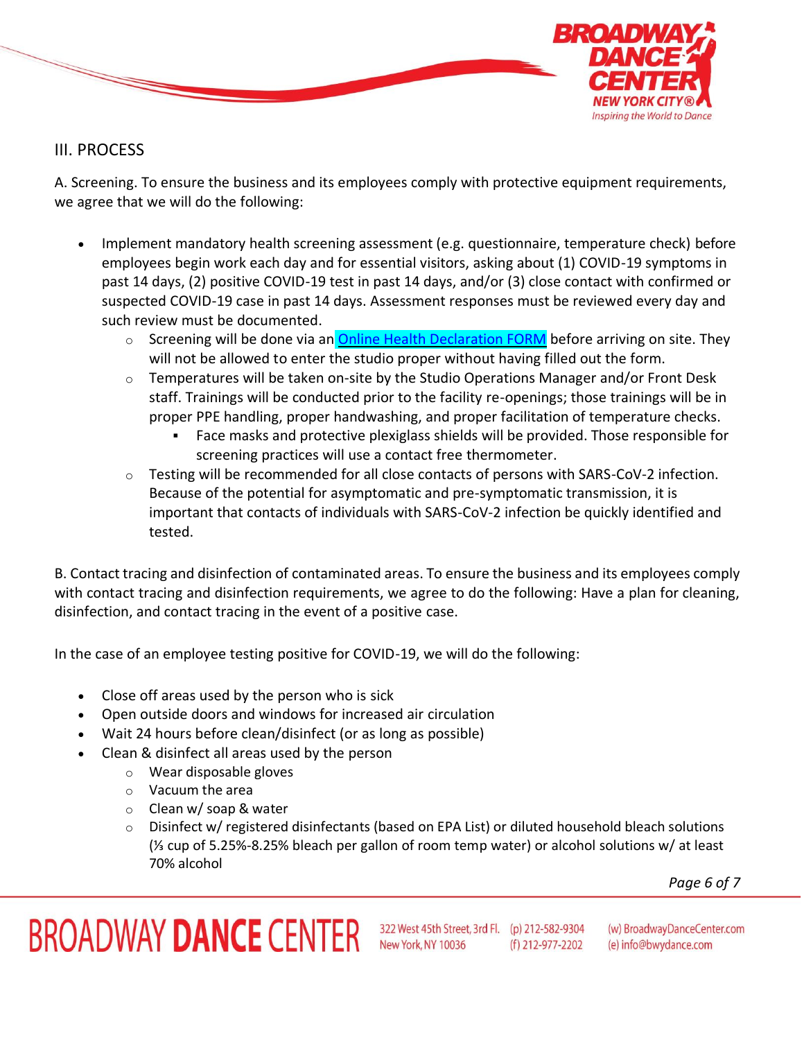## III. PROCESS

A. Screening. To ensure the business and its employees comply with protective equipment requirements, we agree that we will do the following:

- Implement mandatory health screening assessment (e.g. questionnaire, temperature check) before employees begin work each day and for essential visitors, asking about (1) COVID-19 symptoms in past 14 days, (2) positive COVID-19 test in past 14 days, and/or (3) close contact with confirmed or suspected COVID-19 case in past 14 days. Assessment responses must be reviewed every day and such review must be documented.
  - Screening will be done via an Online Health Declaration FORM before arriving on site. They will not be allowed to enter the studio proper without having filled out the form.
  - Temperatures will be taken on-site by the Studio Operations Manager and/or Front Desk staff. Trainings will be conducted prior to the facility re-openings; those trainings will be in proper PPE handling, proper handwashing, and proper facilitation of temperature checks.
    - Face masks and protective plexiglass shields will be provided. Those responsible for screening practices will use a contact free thermometer.
  - Testing will be recommended for all close contacts of persons with SARS-CoV-2 infection. Because of the potential for asymptomatic and pre-symptomatic transmission, it is important that contacts of individuals with SARS-CoV-2 infection be quickly identified and tested.

B. Contact tracing and disinfection of contaminated areas. To ensure the business and its employees comply with contact tracing and disinfection requirements, we agree to do the following: Have a plan for cleaning, disinfection, and contact tracing in the event of a positive case.

In the case of an employee testing positive for COVID-19, we will do the following:

- Close off areas used by the person who is sick
- Open outside doors and windows for increased air circulation
- Wait 24 hours before clean/disinfect (or as long as possible)
- Clean & disinfect all areas used by the person
  - Wear disposable gloves
  - Vacuum the area
  - Clean w/ soap & water
  - Disinfect w/ registered disinfectants (based on EPA List) or diluted household bleach solutions (⅓ cup of 5.25%-8.25% bleach per gallon of room temp water) or alcohol solutions w/ at least 70% alcohol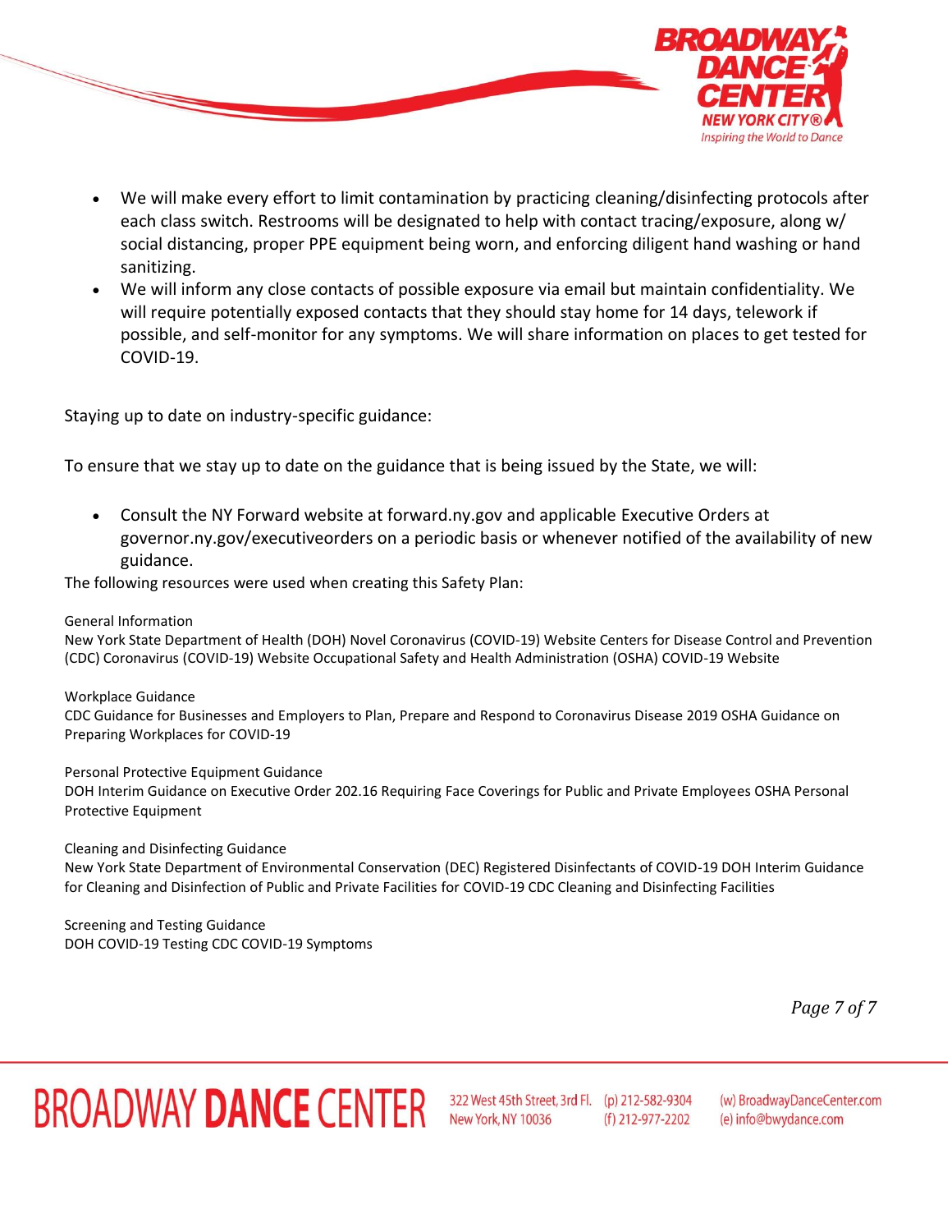- We will make every effort to limit contamination by practicing cleaning/disinfecting protocols after each class switch. Restrooms will be designated to help with contact tracing/exposure, along w/ social distancing, proper PPE equipment being worn, and enforcing diligent hand washing or hand sanitizing.
- We will inform any close contacts of possible exposure via email but maintain confidentiality. We will require potentially exposed contacts that they should stay home for 14 days, telework if possible, and self-monitor for any symptoms. We will share information on places to get tested for COVID-19.

Staying up to date on industry-specific guidance:

To ensure that we stay up to date on the guidance that is being issued by the State, we will:

- Consult the NY Forward website at forward.ny.gov and applicable Executive Orders at governor.ny.gov/executiveorders on a periodic basis or whenever notified of the availability of new guidance.

The following resources were used when creating this Safety Plan:

General Information
New York State Department of Health (DOH) Novel Coronavirus (COVID-19) Website Centers for Disease Control and Prevention (CDC) Coronavirus (COVID-19) Website Occupational Safety and Health Administration (OSHA) COVID-19 Website

Workplace Guidance
CDC Guidance for Businesses and Employers to Plan, Prepare and Respond to Coronavirus Disease 2019 OSHA Guidance on Preparing Workplaces for COVID-19

Personal Protective Equipment Guidance
DOH Interim Guidance on Executive Order 202.16 Requiring Face Coverings for Public and Private Employees OSHA Personal Protective Equipment

Cleaning and Disinfecting Guidance
New York State Department of Environmental Conservation (DEC) Registered Disinfectants of COVID-19 DOH Interim Guidance for Cleaning and Disinfection of Public and Private Facilities for COVID-19 CDC Cleaning and Disinfecting Facilities

Screening and Testing Guidance
DOH COVID-19 Testing CDC COVID-19 Symptoms